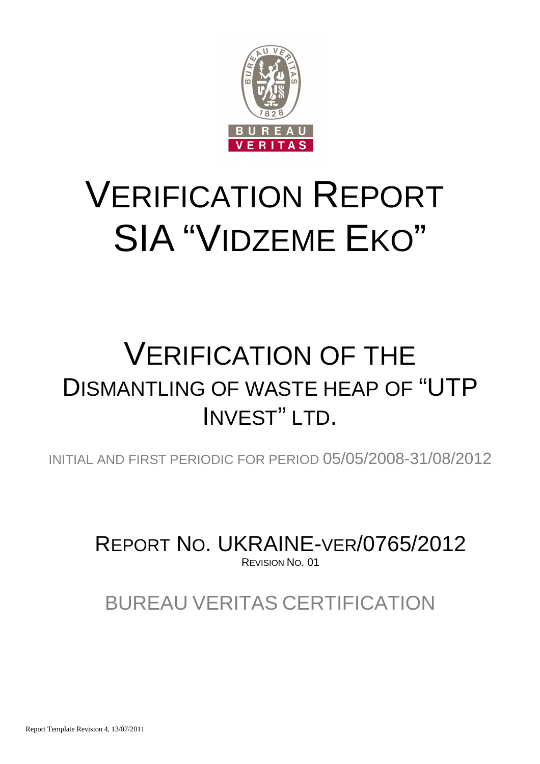# VERIFICATION REPORT SIA "VIDZEME EKO"

## VERIFICATION OF THE DISMANTLING OF WASTE HEAP OF "UTP INVEST" LTD.

INITIAL AND FIRST PERIODIC FOR PERIOD 05/05/2008-31/08/2012

REPORT NO. UKRAINE-VER/0765/2012

REVISION NO. 01

BUREAU VERITAS CERTIFICATION

Report Template Revision 4, 13/07/2011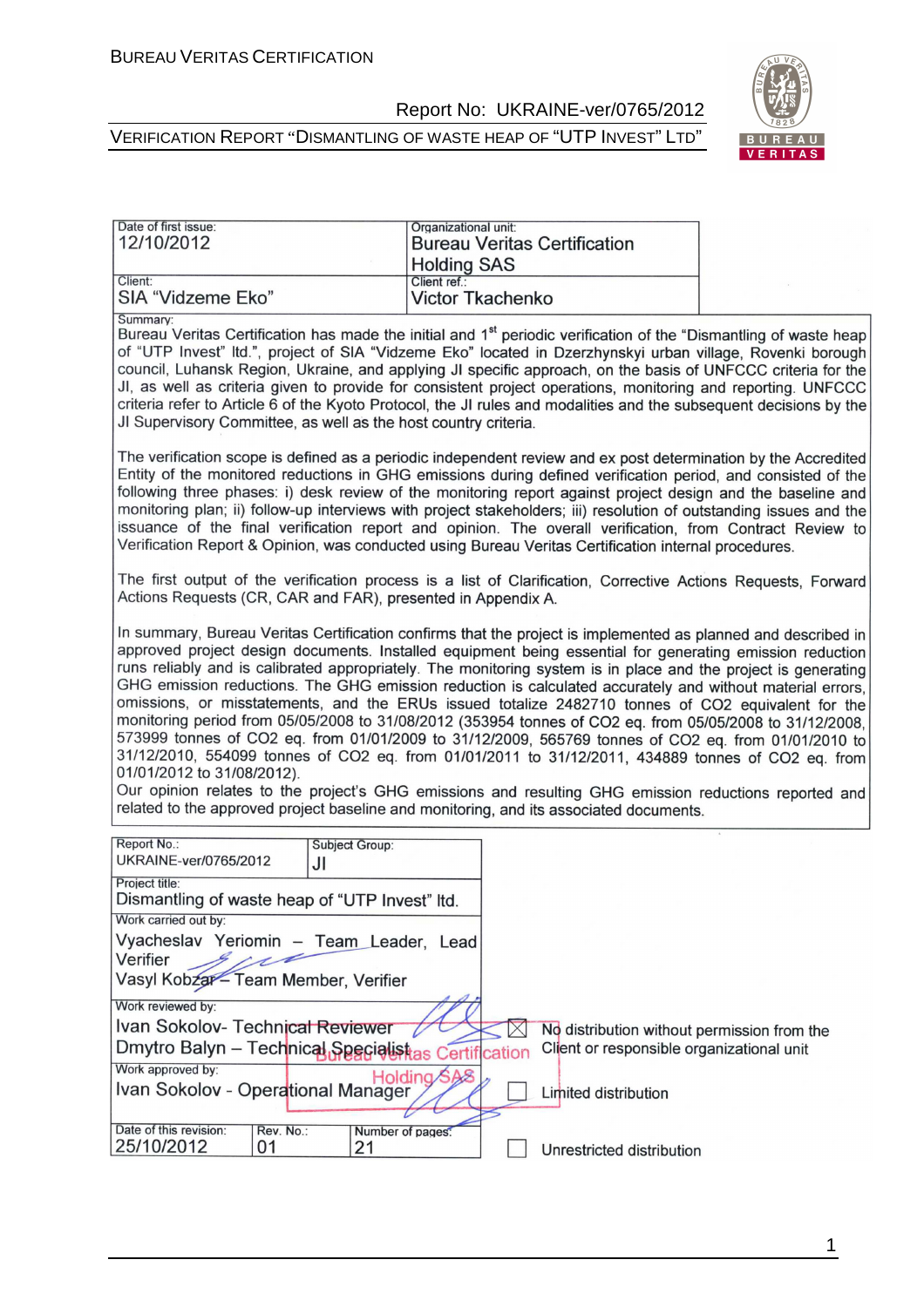| Date of first issue: 12/10/2012 | Organizational unit: Bureau Veritas Certification Holding SAS |
|---|---|
| Client: SIA "Vidzeme Eko" | Client ref.: Victor Tkachenko |

Summary:

Bureau Veritas Certification has made the initial and 1st periodic verification of the "Dismantling of waste heap of "UTP Invest" ltd.", project of SIA "Vidzeme Eko" located in Dzerzhynskyi urban village, Rovenki borough council, Luhansk Region, Ukraine, and applying JI specific approach, on the basis of UNFCCC criteria for the JI, as well as criteria given to provide for consistent project operations, monitoring and reporting. UNFCCC criteria refer to Article 6 of the Kyoto Protocol, the JI rules and modalities and the subsequent decisions by the JI Supervisory Committee, as well as the host country criteria.

The verification scope is defined as a periodic independent review and ex post determination by the Accredited Entity of the monitored reductions in GHG emissions during defined verification period, and consisted of the following three phases: i) desk review of the monitoring report against project design and the baseline and monitoring plan; ii) follow-up interviews with project stakeholders; iii) resolution of outstanding issues and the issuance of the final verification report and opinion. The overall verification, from Contract Review to Verification Report & Opinion, was conducted using Bureau Veritas Certification internal procedures.

The first output of the verification process is a list of Clarification, Corrective Actions Requests, Forward Actions Requests (CR, CAR and FAR), presented in Appendix A.

In summary, Bureau Veritas Certification confirms that the project is implemented as planned and described in approved project design documents. Installed equipment being essential for generating emission reduction runs reliably and is calibrated appropriately. The monitoring system is in place and the project is generating GHG emission reductions. The GHG emission reduction is calculated accurately and without material errors, omissions, or misstatements, and the ERUs issued totalize 2482710 tonnes of CO2 equivalent for the monitoring period from 05/05/2008 to 31/08/2012 (353954 tonnes of CO2 eq. from 05/05/2008 to 31/12/2008, 573999 tonnes of CO2 eq. from 01/01/2009 to 31/12/2009, 565769 tonnes of CO2 eq. from 01/01/2010 to 31/12/2010, 554099 tonnes of CO2 eq. from 01/01/2011 to 31/12/2011, 434889 tonnes of CO2 eq. from 01/01/2012 to 31/08/2012).

Our opinion relates to the project's GHG emissions and resulting GHG emission reductions reported and related to the approved project baseline and monitoring, and its associated documents.

| Report No.: UKRAINE-ver/0765/2012 | Subject Group: JI | |
|---|---|---|
| Project title: Dismantling of waste heap of "UTP Invest" ltd. | | |
| Work carried out by: Vyacheslav Yeriomin – Team Leader, Lead Verifier; Vasyl Kobzar – Team Member, Verifier | | |
| Work reviewed by: Ivan Sokolov- Technical Reviewer; Dmytro Balyn – Technical Specialist | | ☒ No distribution without permission from the Client or responsible organizational unit |
| Work approved by: Ivan Sokolov - Operational Manager | | ☐ Limited distribution |
| Date of this revision: 25/10/2012 | Rev. No.: 01 | Number of pages: 21 |
| | | ☐ Unrestricted distribution |

Bureau Veritas Certification Holding SAS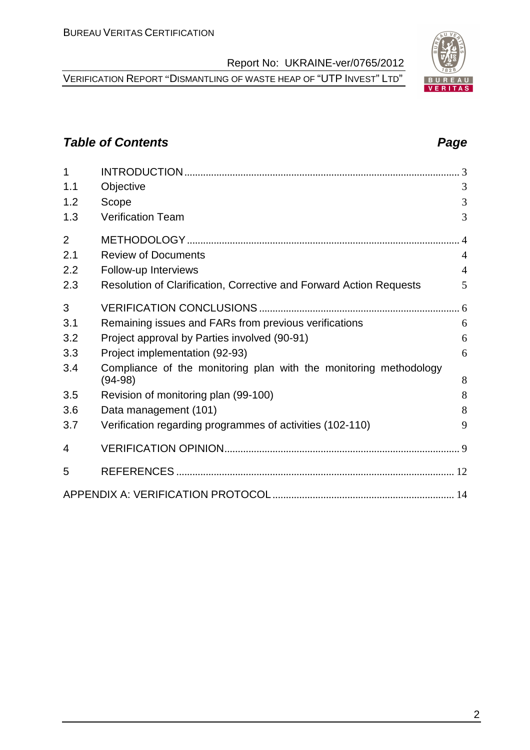## *Table of Contents* *Page*

| | | |
|---|---|---|
| 1 | INTRODUCTION | 3 |
| 1.1 | Objective | 3 |
| 1.2 | Scope | 3 |
| 1.3 | Verification Team | 3 |
| 2 | METHODOLOGY | 4 |
| 2.1 | Review of Documents | 4 |
| 2.2 | Follow-up Interviews | 4 |
| 2.3 | Resolution of Clarification, Corrective and Forward Action Requests | 5 |
| 3 | VERIFICATION CONCLUSIONS | 6 |
| 3.1 | Remaining issues and FARs from previous verifications | 6 |
| 3.2 | Project approval by Parties involved (90-91) | 6 |
| 3.3 | Project implementation (92-93) | 6 |
| 3.4 | Compliance of the monitoring plan with the monitoring methodology (94-98) | 8 |
| 3.5 | Revision of monitoring plan (99-100) | 8 |
| 3.6 | Data management (101) | 8 |
| 3.7 | Verification regarding programmes of activities (102-110) | 9 |
| 4 | VERIFICATION OPINION | 9 |
| 5 | REFERENCES | 12 |
| | APPENDIX A: VERIFICATION PROTOCOL | 14 |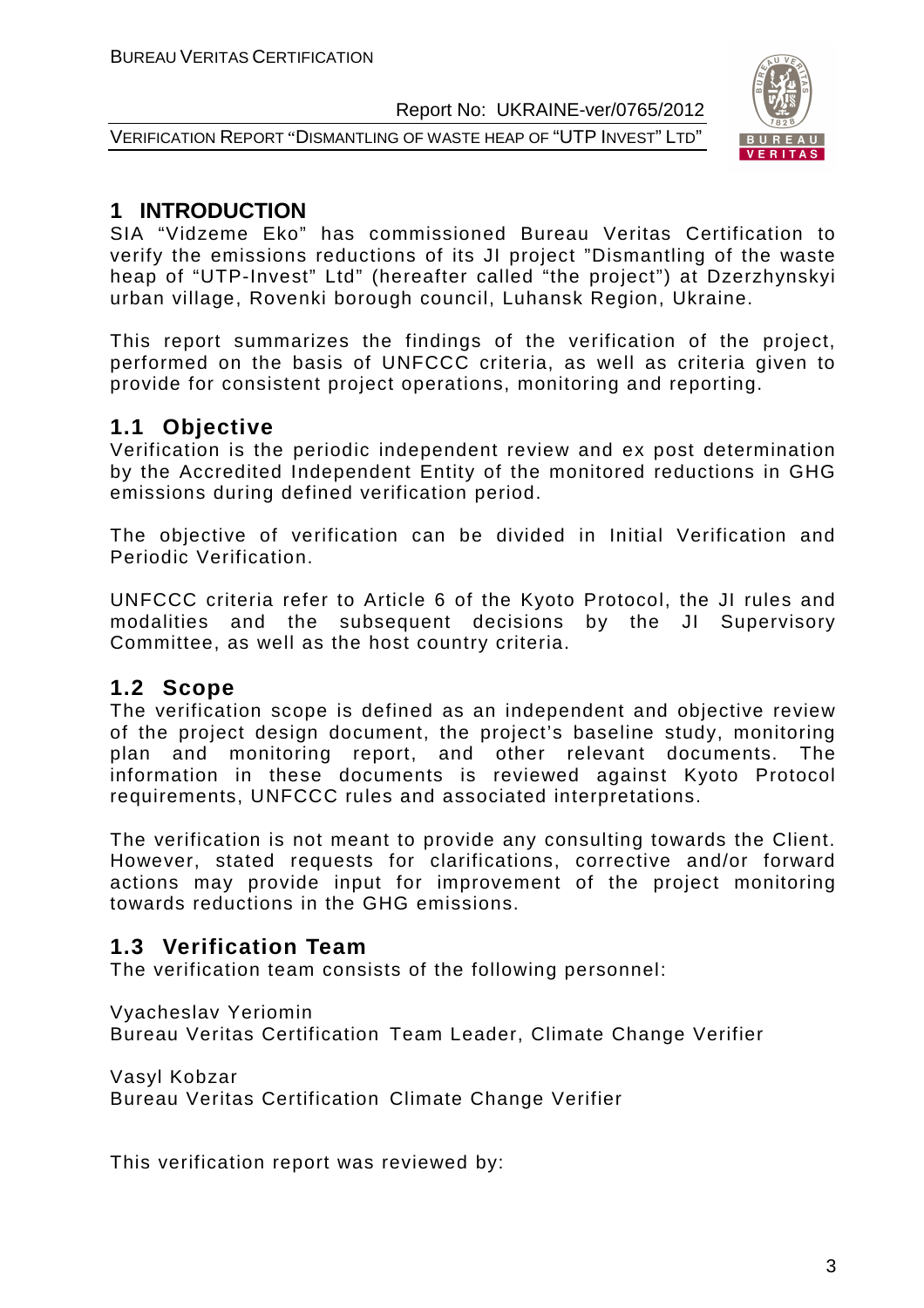# 1 INTRODUCTION

SIA "Vidzeme Eko" has commissioned Bureau Veritas Certification to verify the emissions reductions of its JI project "Dismantling of the waste heap of "UTP-Invest" Ltd" (hereafter called "the project") at Dzerzhynskyi urban village, Rovenki borough council, Luhansk Region, Ukraine.

This report summarizes the findings of the verification of the project, performed on the basis of UNFCCC criteria, as well as criteria given to provide for consistent project operations, monitoring and reporting.

## 1.1 Objective

Verification is the periodic independent review and ex post determination by the Accredited Independent Entity of the monitored reductions in GHG emissions during defined verification period.

The objective of verification can be divided in Initial Verification and Periodic Verification.

UNFCCC criteria refer to Article 6 of the Kyoto Protocol, the JI rules and modalities and the subsequent decisions by the JI Supervisory Committee, as well as the host country criteria.

## 1.2 Scope

The verification scope is defined as an independent and objective review of the project design document, the project's baseline study, monitoring plan and monitoring report, and other relevant documents. The information in these documents is reviewed against Kyoto Protocol requirements, UNFCCC rules and associated interpretations.

The verification is not meant to provide any consulting towards the Client. However, stated requests for clarifications, corrective and/or forward actions may provide input for improvement of the project monitoring towards reductions in the GHG emissions.

## 1.3 Verification Team

The verification team consists of the following personnel:

Vyacheslav Yeriomin
Bureau Veritas Certification Team Leader, Climate Change Verifier

Vasyl Kobzar
Bureau Veritas Certification Climate Change Verifier

This verification report was reviewed by: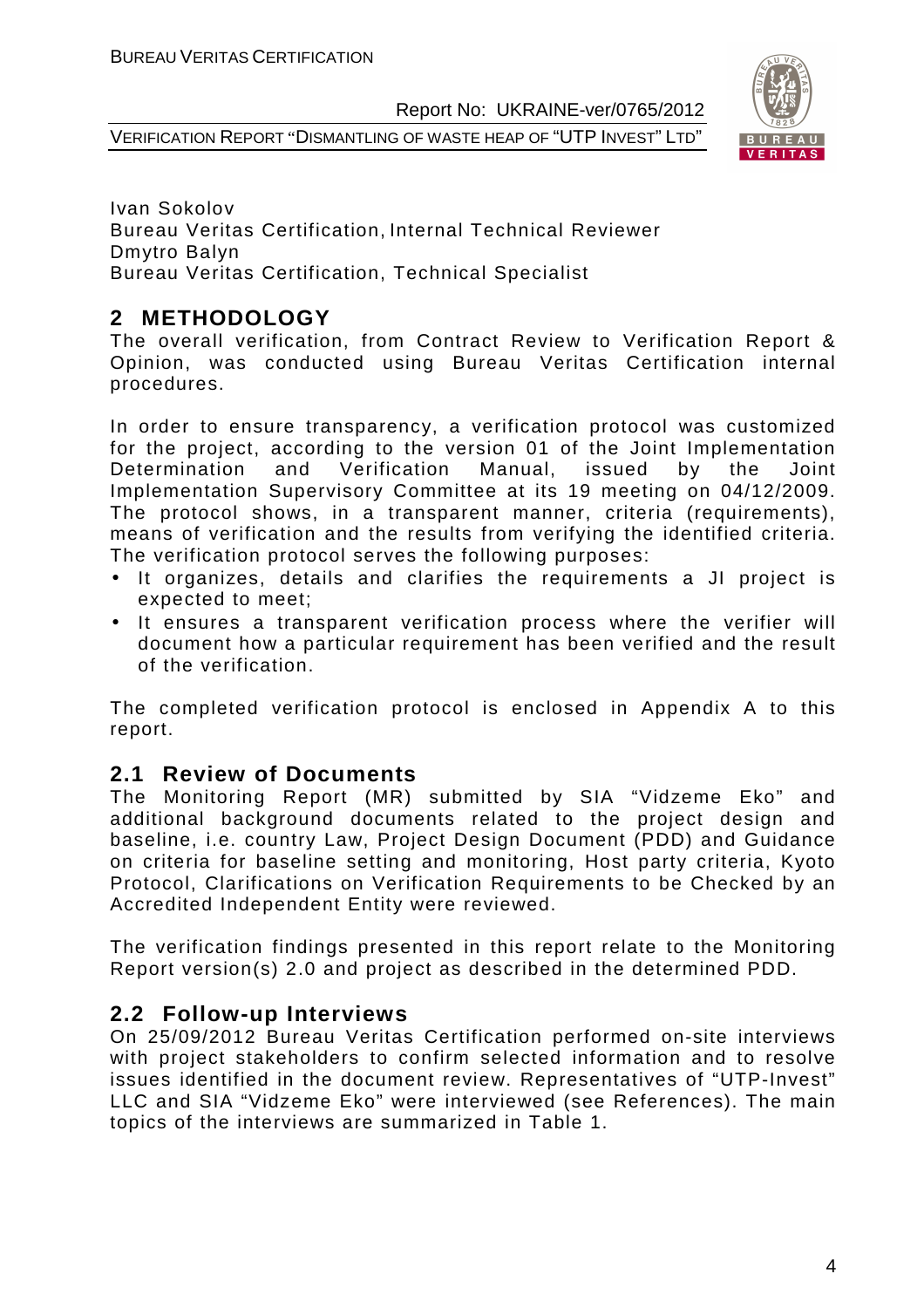Ivan Sokolov
Bureau Veritas Certification, Internal Technical Reviewer
Dmytro Balyn
Bureau Veritas Certification, Technical Specialist

# 2 METHODOLOGY

The overall verification, from Contract Review to Verification Report & Opinion, was conducted using Bureau Veritas Certification internal procedures.

In order to ensure transparency, a verification protocol was customized for the project, according to the version 01 of the Joint Implementation Determination and Verification Manual, issued by the Joint Implementation Supervisory Committee at its 19 meeting on 04/12/2009. The protocol shows, in a transparent manner, criteria (requirements), means of verification and the results from verifying the identified criteria. The verification protocol serves the following purposes:

- It organizes, details and clarifies the requirements a JI project is expected to meet;
- It ensures a transparent verification process where the verifier will document how a particular requirement has been verified and the result of the verification.

The completed verification protocol is enclosed in Appendix A to this report.

## 2.1 Review of Documents

The Monitoring Report (MR) submitted by SIA "Vidzeme Eko" and additional background documents related to the project design and baseline, i.e. country Law, Project Design Document (PDD) and Guidance on criteria for baseline setting and monitoring, Host party criteria, Kyoto Protocol, Clarifications on Verification Requirements to be Checked by an Accredited Independent Entity were reviewed.

The verification findings presented in this report relate to the Monitoring Report version(s) 2.0 and project as described in the determined PDD.

## 2.2 Follow-up Interviews

On 25/09/2012 Bureau Veritas Certification performed on-site interviews with project stakeholders to confirm selected information and to resolve issues identified in the document review. Representatives of "UTP-Invest" LLC and SIA "Vidzeme Eko" were interviewed (see References). The main topics of the interviews are summarized in Table 1.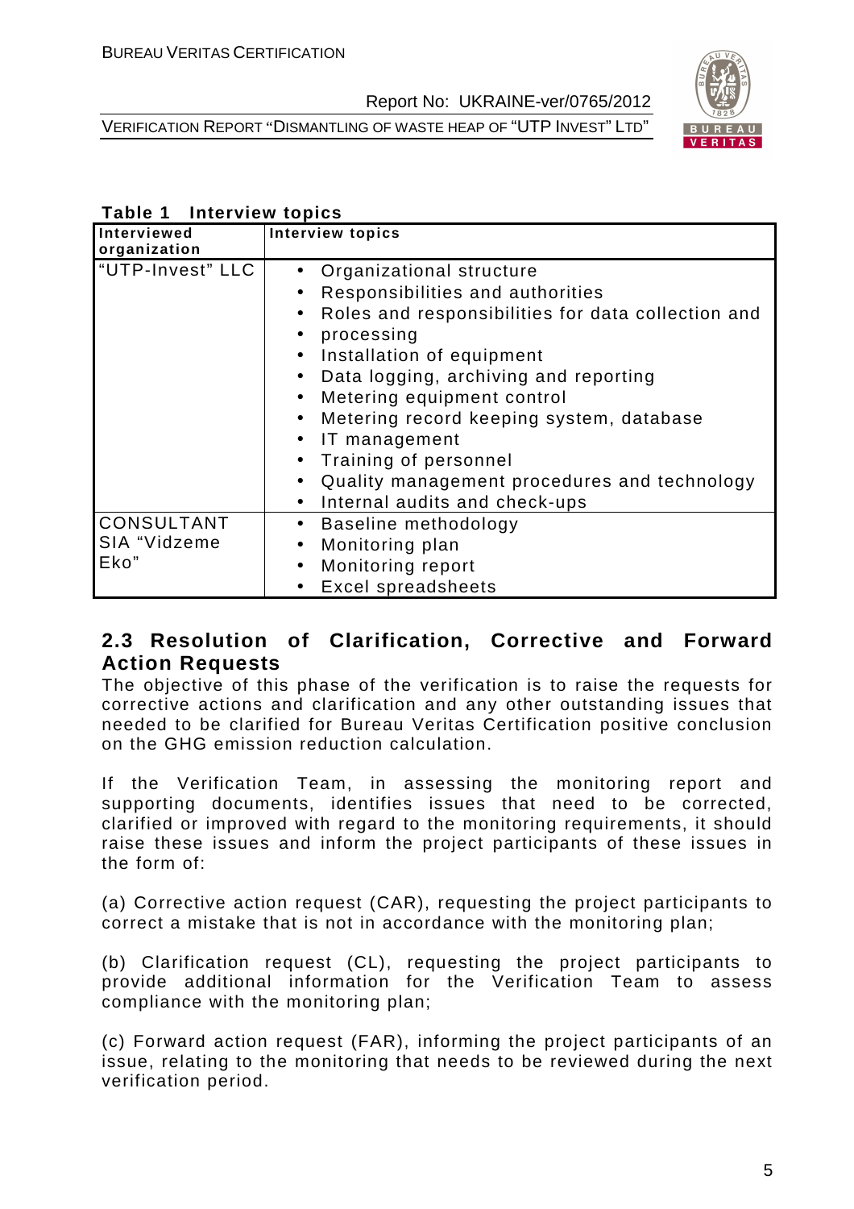**Table 1 Interview topics**

| Interviewed organization | Interview topics |
|---|---|
| "UTP-Invest" LLC | • Organizational structure<br>• Responsibilities and authorities<br>• Roles and responsibilities for data collection and<br>• processing<br>• Installation of equipment<br>• Data logging, archiving and reporting<br>• Metering equipment control<br>• Metering record keeping system, database<br>• IT management<br>• Training of personnel<br>• Quality management procedures and technology<br>• Internal audits and check-ups |
| CONSULTANT SIA "Vidzeme Eko" | • Baseline methodology<br>• Monitoring plan<br>• Monitoring report<br>• Excel spreadsheets |

## 2.3 Resolution of Clarification, Corrective and Forward Action Requests

The objective of this phase of the verification is to raise the requests for corrective actions and clarification and any other outstanding issues that needed to be clarified for Bureau Veritas Certification positive conclusion on the GHG emission reduction calculation.

If the Verification Team, in assessing the monitoring report and supporting documents, identifies issues that need to be corrected, clarified or improved with regard to the monitoring requirements, it should raise these issues and inform the project participants of these issues in the form of:

(a) Corrective action request (CAR), requesting the project participants to correct a mistake that is not in accordance with the monitoring plan;

(b) Clarification request (CL), requesting the project participants to provide additional information for the Verification Team to assess compliance with the monitoring plan;

(c) Forward action request (FAR), informing the project participants of an issue, relating to the monitoring that needs to be reviewed during the next verification period.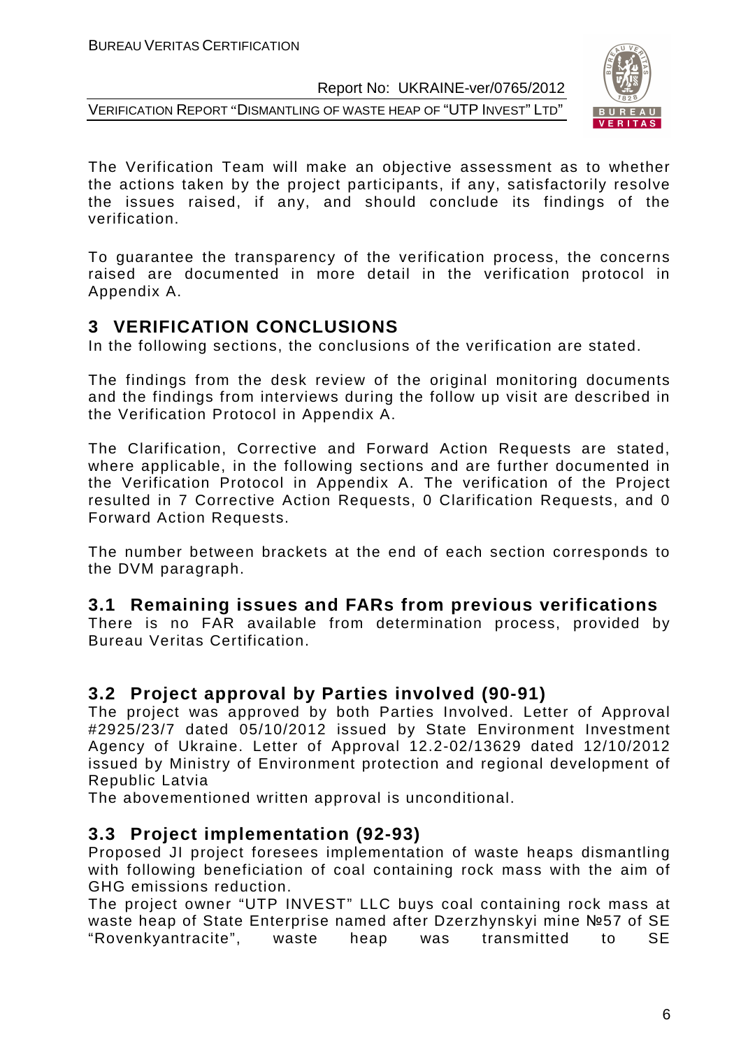The Verification Team will make an objective assessment as to whether the actions taken by the project participants, if any, satisfactorily resolve the issues raised, if any, and should conclude its findings of the verification.

To guarantee the transparency of the verification process, the concerns raised are documented in more detail in the verification protocol in Appendix A.

# 3 VERIFICATION CONCLUSIONS

In the following sections, the conclusions of the verification are stated.

The findings from the desk review of the original monitoring documents and the findings from interviews during the follow up visit are described in the Verification Protocol in Appendix A.

The Clarification, Corrective and Forward Action Requests are stated, where applicable, in the following sections and are further documented in the Verification Protocol in Appendix A. The verification of the Project resulted in 7 Corrective Action Requests, 0 Clarification Requests, and 0 Forward Action Requests.

The number between brackets at the end of each section corresponds to the DVM paragraph.

## 3.1 Remaining issues and FARs from previous verifications

There is no FAR available from determination process, provided by Bureau Veritas Certification.

## 3.2 Project approval by Parties involved (90-91)

The project was approved by both Parties Involved. Letter of Approval #2925/23/7 dated 05/10/2012 issued by State Environment Investment Agency of Ukraine. Letter of Approval 12.2-02/13629 dated 12/10/2012 issued by Ministry of Environment protection and regional development of Republic Latvia

The abovementioned written approval is unconditional.

## 3.3 Project implementation (92-93)

Proposed JI project foresees implementation of waste heaps dismantling with following beneficiation of coal containing rock mass with the aim of GHG emissions reduction.

The project owner "UTP INVEST" LLC buys coal containing rock mass at waste heap of State Enterprise named after Dzerzhynskyi mine №57 of SE "Rovenkyantracite", waste heap was transmitted to SE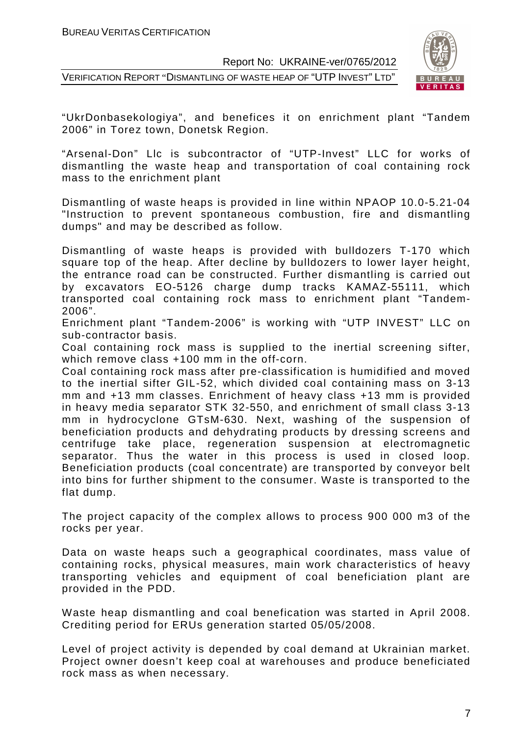"UkrDonbasekologiya", and benefices it on enrichment plant "Tandem 2006" in Torez town, Donetsk Region.

"Arsenal-Don" Llc is subcontractor of "UTP-Invest" LLC for works of dismantling the waste heap and transportation of coal containing rock mass to the enrichment plant

Dismantling of waste heaps is provided in line within NPAOP 10.0-5.21-04 "Instruction to prevent spontaneous combustion, fire and dismantling dumps" and may be described as follow.

Dismantling of waste heaps is provided with bulldozers T-170 which square top of the heap. After decline by bulldozers to lower layer height, the entrance road can be constructed. Further dismantling is carried out by excavators EO-5126 charge dump tracks KAMAZ-55111, which transported coal containing rock mass to enrichment plant "Tandem-2006".
Enrichment plant "Tandem-2006" is working with "UTP INVEST" LLC on sub-contractor basis.
Coal containing rock mass is supplied to the inertial screening sifter, which remove class +100 mm in the off-corn.
Coal containing rock mass after pre-classification is humidified and moved to the inertial sifter GIL-52, which divided coal containing mass on 3-13 mm and +13 mm classes. Enrichment of heavy class +13 mm is provided in heavy media separator STK 32-550, and enrichment of small class 3-13 mm in hydrocyclone GTsM-630. Next, washing of the suspension of beneficiation products and dehydrating products by dressing screens and centrifuge take place, regeneration suspension at electromagnetic separator. Thus the water in this process is used in closed loop. Beneficiation products (coal concentrate) are transported by conveyor belt into bins for further shipment to the consumer. Waste is transported to the flat dump.

The project capacity of the complex allows to process 900 000 m3 of the rocks per year.

Data on waste heaps such a geographical coordinates, mass value of containing rocks, physical measures, main work characteristics of heavy transporting vehicles and equipment of coal beneficiation plant are provided in the PDD.

Waste heap dismantling and coal benefication was started in April 2008. Crediting period for ERUs generation started 05/05/2008.

Level of project activity is depended by coal demand at Ukrainian market. Project owner doesn't keep coal at warehouses and produce beneficiated rock mass as when necessary.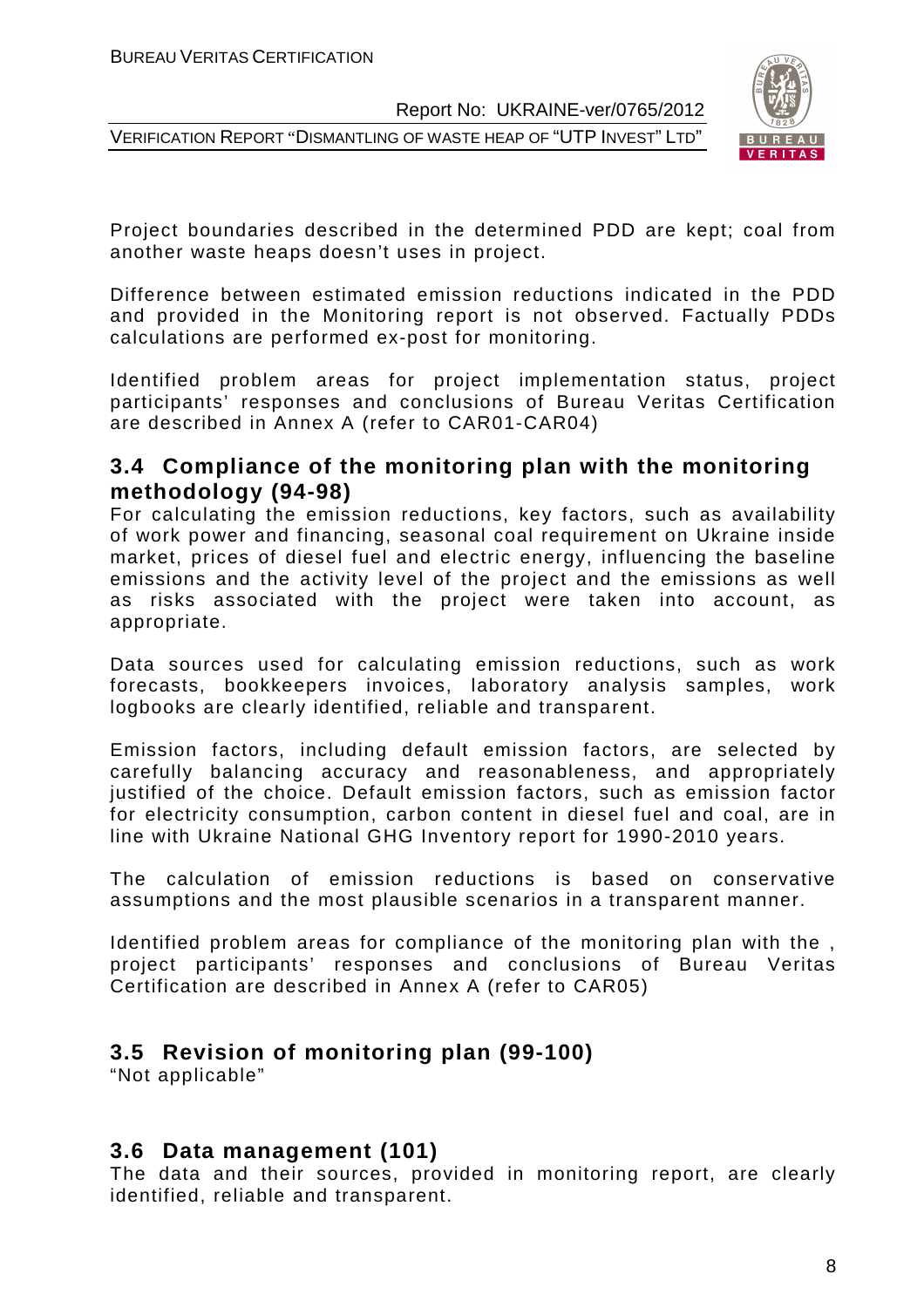Project boundaries described in the determined PDD are kept; coal from another waste heaps doesn't uses in project.

Difference between estimated emission reductions indicated in the PDD and provided in the Monitoring report is not observed. Factually PDDs calculations are performed ex-post for monitoring.

Identified problem areas for project implementation status, project participants' responses and conclusions of Bureau Veritas Certification are described in Annex A (refer to CAR01-CAR04)

## 3.4 Compliance of the monitoring plan with the monitoring methodology (94-98)

For calculating the emission reductions, key factors, such as availability of work power and financing, seasonal coal requirement on Ukraine inside market, prices of diesel fuel and electric energy, influencing the baseline emissions and the activity level of the project and the emissions as well as risks associated with the project were taken into account, as appropriate.

Data sources used for calculating emission reductions, such as work forecasts, bookkeepers invoices, laboratory analysis samples, work logbooks are clearly identified, reliable and transparent.

Emission factors, including default emission factors, are selected by carefully balancing accuracy and reasonableness, and appropriately justified of the choice. Default emission factors, such as emission factor for electricity consumption, carbon content in diesel fuel and coal, are in line with Ukraine National GHG Inventory report for 1990-2010 years.

The calculation of emission reductions is based on conservative assumptions and the most plausible scenarios in a transparent manner.

Identified problem areas for compliance of the monitoring plan with the , project participants' responses and conclusions of Bureau Veritas Certification are described in Annex A (refer to CAR05)

## 3.5 Revision of monitoring plan (99-100)

"Not applicable"

## 3.6 Data management (101)

The data and their sources, provided in monitoring report, are clearly identified, reliable and transparent.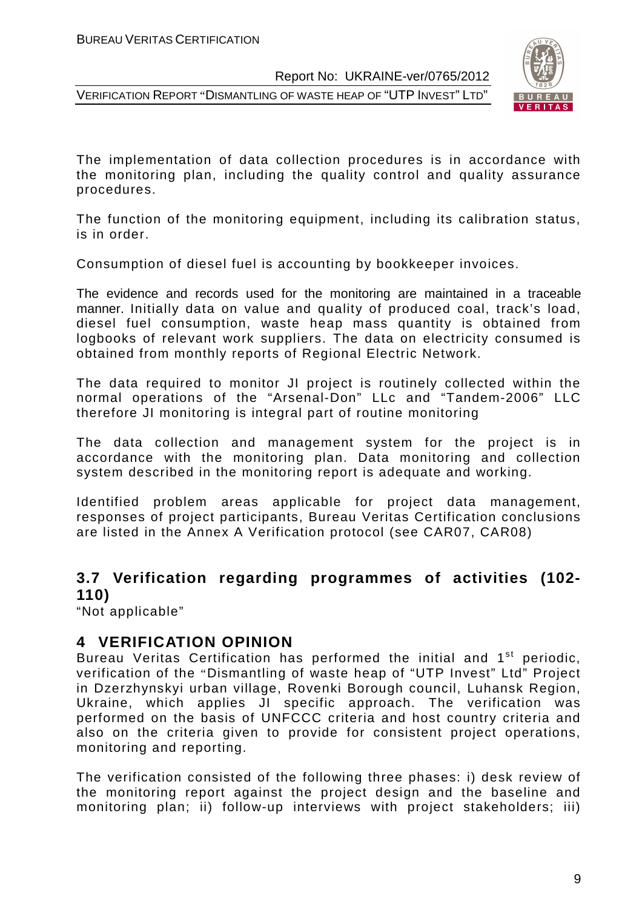The implementation of data collection procedures is in accordance with the monitoring plan, including the quality control and quality assurance procedures.

The function of the monitoring equipment, including its calibration status, is in order.

Consumption of diesel fuel is accounting by bookkeeper invoices.

The evidence and records used for the monitoring are maintained in a traceable manner. Initially data on value and quality of produced coal, track's load, diesel fuel consumption, waste heap mass quantity is obtained from logbooks of relevant work suppliers. The data on electricity consumed is obtained from monthly reports of Regional Electric Network.

The data required to monitor JI project is routinely collected within the normal operations of the "Arsenal-Don" LLc and "Tandem-2006" LLC therefore JI monitoring is integral part of routine monitoring

The data collection and management system for the project is in accordance with the monitoring plan. Data monitoring and collection system described in the monitoring report is adequate and working.

Identified problem areas applicable for project data management, responses of project participants, Bureau Veritas Certification conclusions are listed in the Annex A Verification protocol (see CAR07, CAR08)

### 3.7 Verification regarding programmes of activities (102-110)

"Not applicable"

## 4 VERIFICATION OPINION

Bureau Veritas Certification has performed the initial and 1[st] periodic, verification of the "Dismantling of waste heap of "UTP Invest" Ltd" Project in Dzerzhynskyi urban village, Rovenki Borough council, Luhansk Region, Ukraine, which applies JI specific approach. The verification was performed on the basis of UNFCCC criteria and host country criteria and also on the criteria given to provide for consistent project operations, monitoring and reporting.

The verification consisted of the following three phases: i) desk review of the monitoring report against the project design and the baseline and monitoring plan; ii) follow-up interviews with project stakeholders; iii)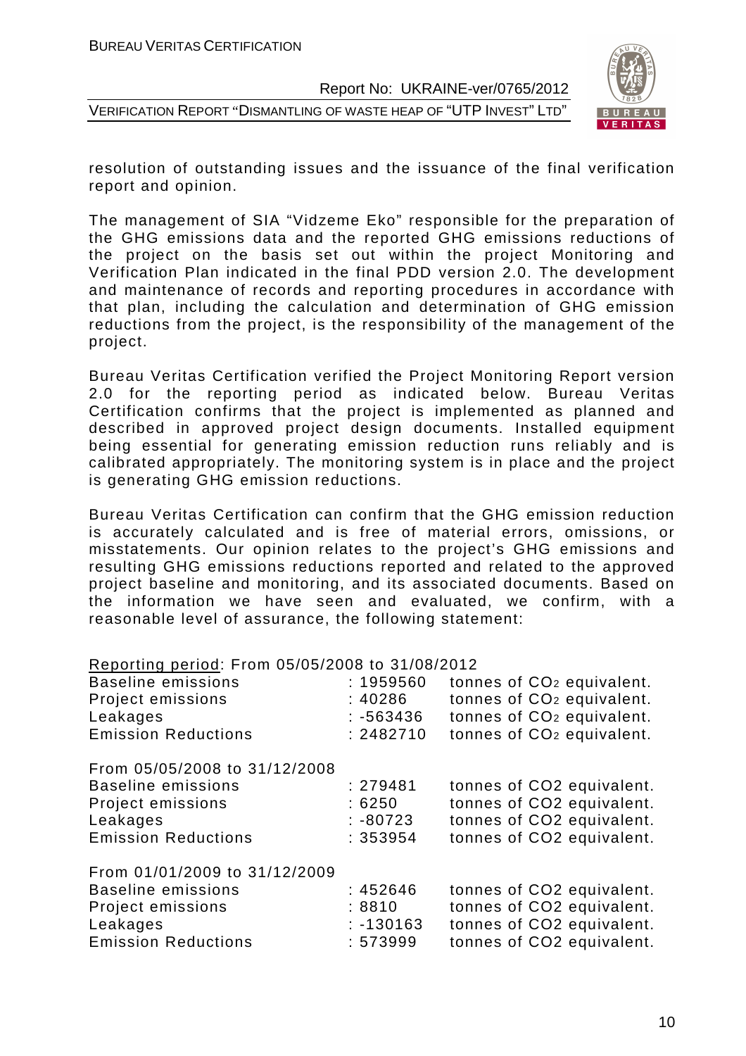resolution of outstanding issues and the issuance of the final verification report and opinion.

The management of SIA "Vidzeme Eko" responsible for the preparation of the GHG emissions data and the reported GHG emissions reductions of the project on the basis set out within the project Monitoring and Verification Plan indicated in the final PDD version 2.0. The development and maintenance of records and reporting procedures in accordance with that plan, including the calculation and determination of GHG emission reductions from the project, is the responsibility of the management of the project.

Bureau Veritas Certification verified the Project Monitoring Report version 2.0 for the reporting period as indicated below. Bureau Veritas Certification confirms that the project is implemented as planned and described in approved project design documents. Installed equipment being essential for generating emission reduction runs reliably and is calibrated appropriately. The monitoring system is in place and the project is generating GHG emission reductions.

Bureau Veritas Certification can confirm that the GHG emission reduction is accurately calculated and is free of material errors, omissions, or misstatements. Our opinion relates to the project's GHG emissions and resulting GHG emissions reductions reported and related to the approved project baseline and monitoring, and its associated documents. Based on the information we have seen and evaluated, we confirm, with a reasonable level of assurance, the following statement:

Reporting period: From 05/05/2008 to 31/08/2012

| | | |
|---|---|---|
| Baseline emissions | : 1959560 | tonnes of $CO_2$ equivalent. |
| Project emissions | : 40286 | tonnes of $CO_2$ equivalent. |
| Leakages | : -563436 | tonnes of $CO_2$ equivalent. |
| Emission Reductions | : 2482710 | tonnes of $CO_2$ equivalent. |

From 05/05/2008 to 31/12/2008

| | | |
|---|---|---|
| Baseline emissions | : 279481 | tonnes of CO2 equivalent. |
| Project emissions | : 6250 | tonnes of CO2 equivalent. |
| Leakages | : -80723 | tonnes of CO2 equivalent. |
| Emission Reductions | : 353954 | tonnes of CO2 equivalent. |

From 01/01/2009 to 31/12/2009

| | | |
|---|---|---|
| Baseline emissions | : 452646 | tonnes of CO2 equivalent. |
| Project emissions | : 8810 | tonnes of CO2 equivalent. |
| Leakages | : -130163 | tonnes of CO2 equivalent. |
| Emission Reductions | : 573999 | tonnes of CO2 equivalent. |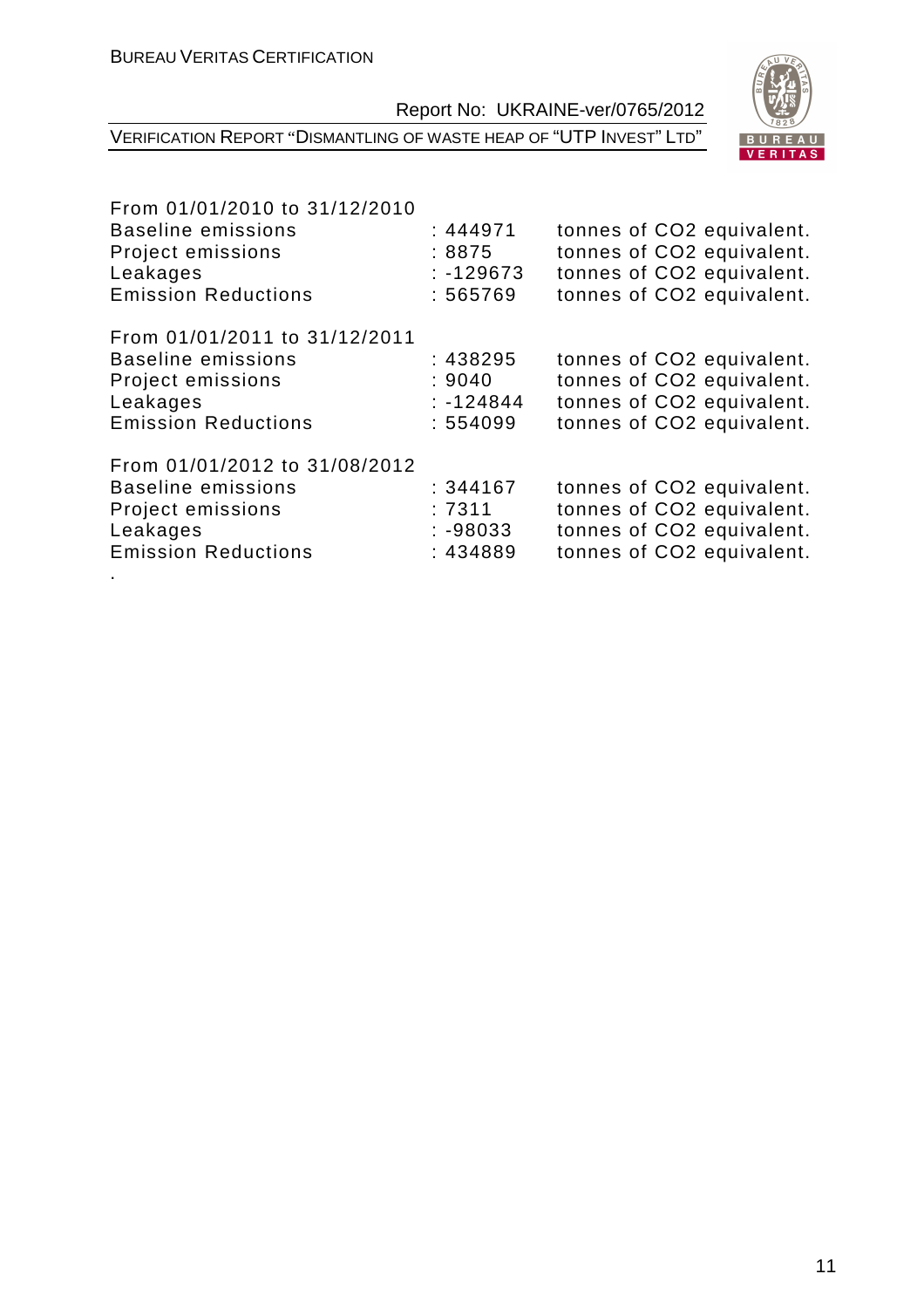From 01/01/2010 to 31/12/2010

| | | |
|---|---|---|
| Baseline emissions | : 444971 | tonnes of CO2 equivalent. |
| Project emissions | : 8875 | tonnes of CO2 equivalent. |
| Leakages | : -129673 | tonnes of CO2 equivalent. |
| Emission Reductions | : 565769 | tonnes of CO2 equivalent. |

From 01/01/2011 to 31/12/2011

| | | |
|---|---|---|
| Baseline emissions | : 438295 | tonnes of CO2 equivalent. |
| Project emissions | : 9040 | tonnes of CO2 equivalent. |
| Leakages | : -124844 | tonnes of CO2 equivalent. |
| Emission Reductions | : 554099 | tonnes of CO2 equivalent. |

From 01/01/2012 to 31/08/2012

| | | |
|---|---|---|
| Baseline emissions | : 344167 | tonnes of CO2 equivalent. |
| Project emissions | : 7311 | tonnes of CO2 equivalent. |
| Leakages | : -98033 | tonnes of CO2 equivalent. |
| Emission Reductions | : 434889 | tonnes of CO2 equivalent. |

.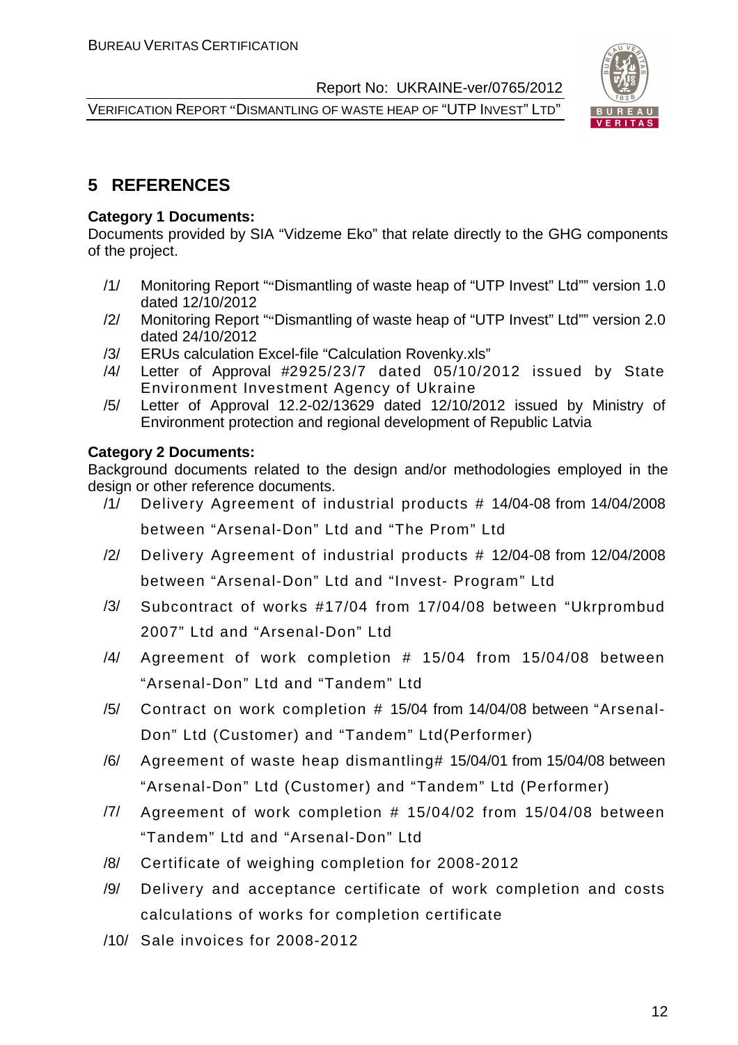# 5 REFERENCES

**Category 1 Documents:**
Documents provided by SIA "Vidzeme Eko" that relate directly to the GHG components of the project.

/1/ Monitoring Report ""Dismantling of waste heap of "UTP Invest" Ltd"" version 1.0 dated 12/10/2012
/2/ Monitoring Report ""Dismantling of waste heap of "UTP Invest" Ltd"" version 2.0 dated 24/10/2012
/3/ ERUs calculation Excel-file "Calculation Rovenky.xls"
/4/ Letter of Approval #2925/23/7 dated 05/10/2012 issued by State Environment Investment Agency of Ukraine
/5/ Letter of Approval 12.2-02/13629 dated 12/10/2012 issued by Ministry of Environment protection and regional development of Republic Latvia

**Category 2 Documents:**
Background documents related to the design and/or methodologies employed in the design or other reference documents.

/1/ Delivery Agreement of industrial products # 14/04-08 from 14/04/2008 between "Arsenal-Don" Ltd and "The Prom" Ltd
/2/ Delivery Agreement of industrial products # 12/04-08 from 12/04/2008 between "Arsenal-Don" Ltd and "Invest- Program" Ltd
/3/ Subcontract of works #17/04 from 17/04/08 between "Ukrprombud 2007" Ltd and "Arsenal-Don" Ltd
/4/ Agreement of work completion # 15/04 from 15/04/08 between "Arsenal-Don" Ltd and "Tandem" Ltd
/5/ Contract on work completion # 15/04 from 14/04/08 between "Arsenal-Don" Ltd (Customer) and "Tandem" Ltd(Performer)
/6/ Agreement of waste heap dismantling# 15/04/01 from 15/04/08 between "Arsenal-Don" Ltd (Customer) and "Tandem" Ltd (Performer)
/7/ Agreement of work completion # 15/04/02 from 15/04/08 between "Tandem" Ltd and "Arsenal-Don" Ltd
/8/ Certificate of weighing completion for 2008-2012
/9/ Delivery and acceptance certificate of work completion and costs calculations of works for completion certificate
/10/ Sale invoices for 2008-2012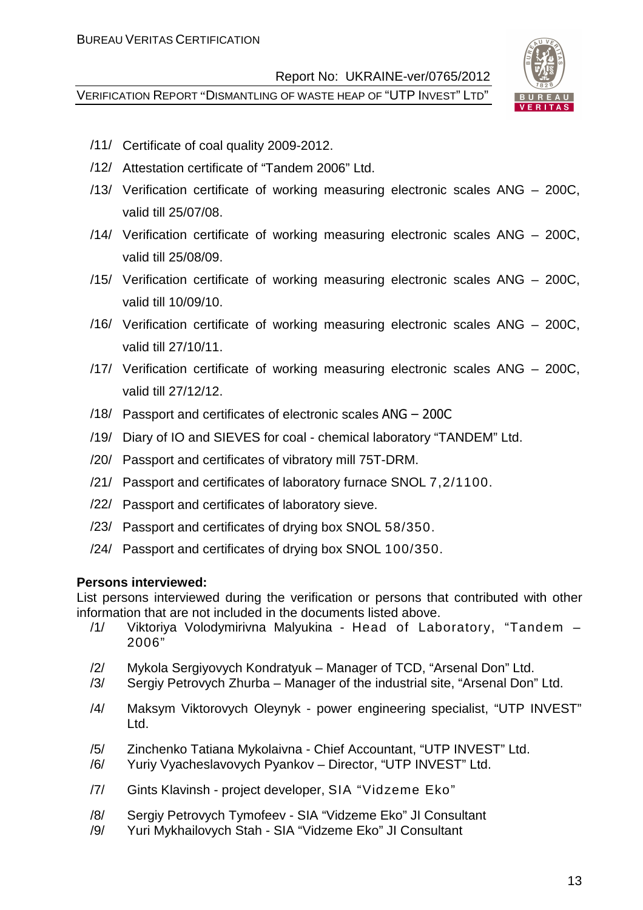/11/ Certificate of coal quality 2009-2012.

/12/ Attestation certificate of “Tandem 2006” Ltd.

/13/ Verification certificate of working measuring electronic scales ANG – 200C, valid till 25/07/08.

/14/ Verification certificate of working measuring electronic scales ANG – 200C, valid till 25/08/09.

/15/ Verification certificate of working measuring electronic scales ANG – 200C, valid till 10/09/10.

/16/ Verification certificate of working measuring electronic scales ANG – 200C, valid till 27/10/11.

/17/ Verification certificate of working measuring electronic scales ANG – 200C, valid till 27/12/12.

/18/ Passport and certificates of electronic scales ANG – 200C

/19/ Diary of IO and SIEVES for coal - chemical laboratory “TANDEM” Ltd.

/20/ Passport and certificates of vibratory mill 75T-DRM.

/21/ Passport and certificates of laboratory furnace SNOL 7,2/1100.

/22/ Passport and certificates of laboratory sieve.

/23/ Passport and certificates of drying box SNOL 58/350.

/24/ Passport and certificates of drying box SNOL 100/350.

**Persons interviewed:**

List persons interviewed during the verification or persons that contributed with other information that are not included in the documents listed above.

/1/ Viktoriya Volodymirivna Malyukina - Head of Laboratory, “Tandem – 2006”

/2/ Mykola Sergiyovych Kondratyuk – Manager of TCD, “Arsenal Don” Ltd.

/3/ Sergiy Petrovych Zhurba – Manager of the industrial site, “Arsenal Don” Ltd.

/4/ Maksym Viktorovych Oleynyk - power engineering specialist, “UTP INVEST” Ltd.

/5/ Zinchenko Tatiana Mykolaivna - Chief Accountant, “UTP INVEST” Ltd.

/6/ Yuriy Vyacheslavovych Pyankov – Director, “UTP INVEST” Ltd.

/7/ Gints Klavinsh - project developer, SIA “Vidzeme Eko”

/8/ Sergiy Petrovych Tymofeev - SIA “Vidzeme Eko” JI Consultant

/9/ Yuri Mykhailovych Stah - SIA “Vidzeme Eko” JI Consultant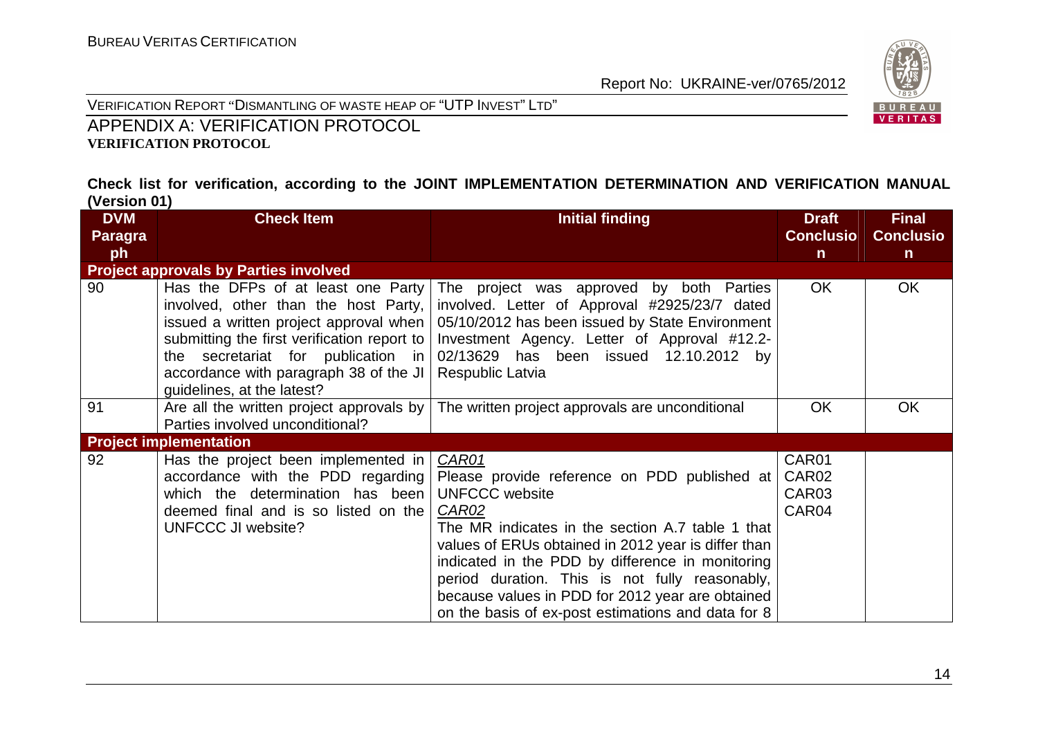# APPENDIX A: VERIFICATION PROTOCOL

**VERIFICATION PROTOCOL**

**Check list for verification, according to the JOINT IMPLEMENTATION DETERMINATION AND VERIFICATION MANUAL (Version 01)**

| DVM Paragraph | Check Item | Initial finding | Draft Conclusion | Final Conclusion |
|---|---|---|---|---|
| **Project approvals by Parties involved** | | | | |
| 90 | Has the DFPs of at least one Party involved, other than the host Party, issued a written project approval when submitting the first verification report to the secretariat for publication in accordance with paragraph 38 of the JI guidelines, at the latest? | The project was approved by both Parties involved. Letter of Approval #2925/23/7 dated 05/10/2012 has been issued by State Environment Investment Agency. Letter of Approval #12.2-02/13629 has been issued 12.10.2012 by Respublic Latvia | OK | OK |
| 91 | Are all the written project approvals by Parties involved unconditional? | The written project approvals are unconditional | OK | OK |
| **Project implementation** | | | | |
| 92 | Has the project been implemented in accordance with the PDD regarding which the determination has been deemed final and is so listed on the UNFCCC JI website? | *CAR01*<br>Please provide reference on PDD published at UNFCCC website<br>*CAR02*<br>The MR indicates in the section A.7 table 1 that values of ERUs obtained in 2012 year is differ than indicated in the PDD by difference in monitoring period duration. This is not fully reasonably, because values in PDD for 2012 year are obtained on the basis of ex-post estimations and data for 8 | CAR01<br>CAR02<br>CAR03<br>CAR04 | |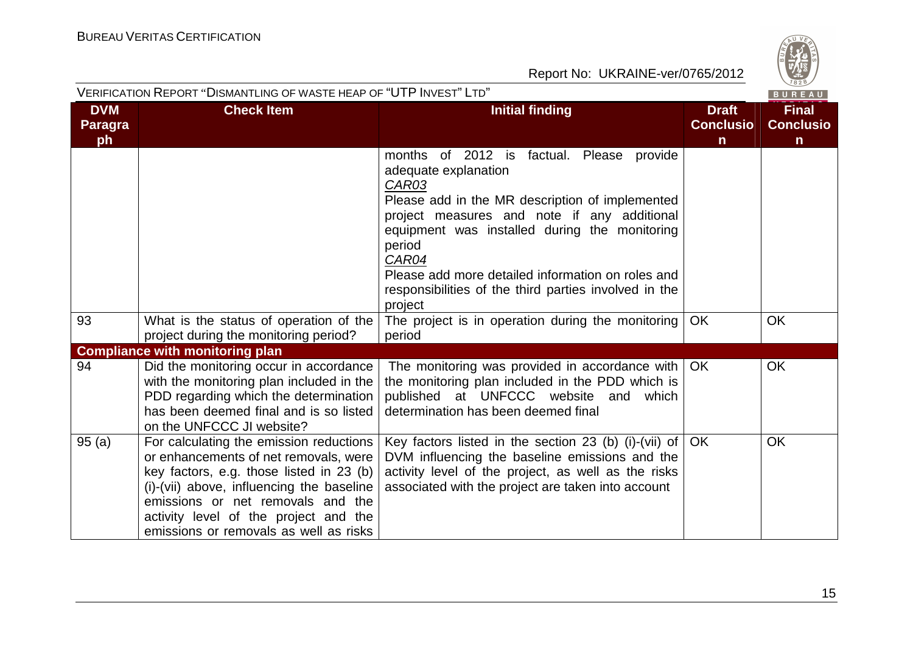| DVM Paragraph | Check Item | Initial finding | Draft Conclusion | Final Conclusion |
|---|---|---|---|---|
| | | months of 2012 is factual. Please provide adequate explanation<br>*CAR03*<br>Please add in the MR description of implemented project measures and note if any additional equipment was installed during the monitoring period<br>*CAR04*<br>Please add more detailed information on roles and responsibilities of the third parties involved in the project | | |
| 93 | What is the status of operation of the project during the monitoring period? | The project is in operation during the monitoring period | OK | OK |
| **Compliance with monitoring plan** | | | | |
| 94 | Did the monitoring occur in accordance with the monitoring plan included in the PDD regarding which the determination has been deemed final and is so listed on the UNFCCC JI website? | The monitoring was provided in accordance with the monitoring plan included in the PDD which is published at UNFCCC website and which determination has been deemed final | OK | OK |
| 95 (a) | For calculating the emission reductions or enhancements of net removals, were key factors, e.g. those listed in 23 (b) (i)-(vii) above, influencing the baseline emissions or net removals and the activity level of the project and the emissions or removals as well as risks | Key factors listed in the section 23 (b) (i)-(vii) of DVM influencing the baseline emissions and the activity level of the project, as well as the risks associated with the project are taken into account | OK | OK |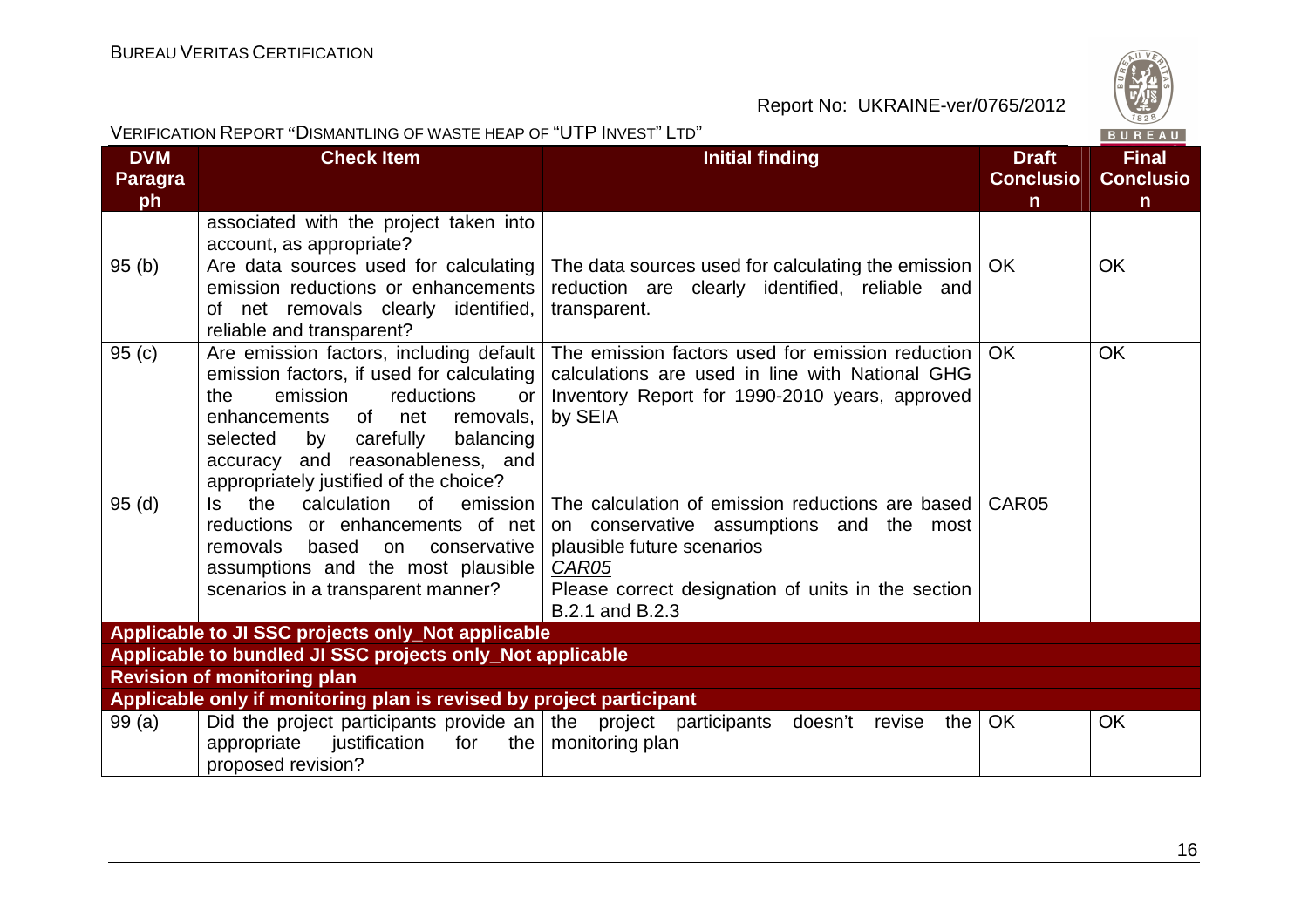| DVM Paragraph | Check Item | Initial finding | Draft Conclusion | Final Conclusion |
|---|---|---|---|---|
| | associated with the project taken into account, as appropriate? | | | |
| 95 (b) | Are data sources used for calculating emission reductions or enhancements of net removals clearly identified, reliable and transparent? | The data sources used for calculating the emission reduction are clearly identified, reliable and transparent. | OK | OK |
| 95 (c) | Are emission factors, including default emission factors, if used for calculating the emission reductions or enhancements of net removals, selected by carefully balancing accuracy and reasonableness, and appropriately justified of the choice? | The emission factors used for emission reduction calculations are used in line with National GHG Inventory Report for 1990-2010 years, approved by SEIA | OK | OK |
| 95 (d) | Is the calculation of emission reductions or enhancements of net removals based on conservative assumptions and the most plausible scenarios in a transparent manner? | The calculation of emission reductions are based on conservative assumptions and the most plausible future scenarios<br>*CAR05*<br>Please correct designation of units in the section B.2.1 and B.2.3 | CAR05 | |
| **Applicable to JI SSC projects only_Not applicable** | | | | |
| **Applicable to bundled JI SSC projects only_Not applicable** | | | | |
| **Revision of monitoring plan** | | | | |
| **Applicable only if monitoring plan is revised by project participant** | | | | |
| 99 (a) | Did the project participants provide an appropriate justification for the proposed revision? | the project participants doesn't revise the monitoring plan | OK | OK |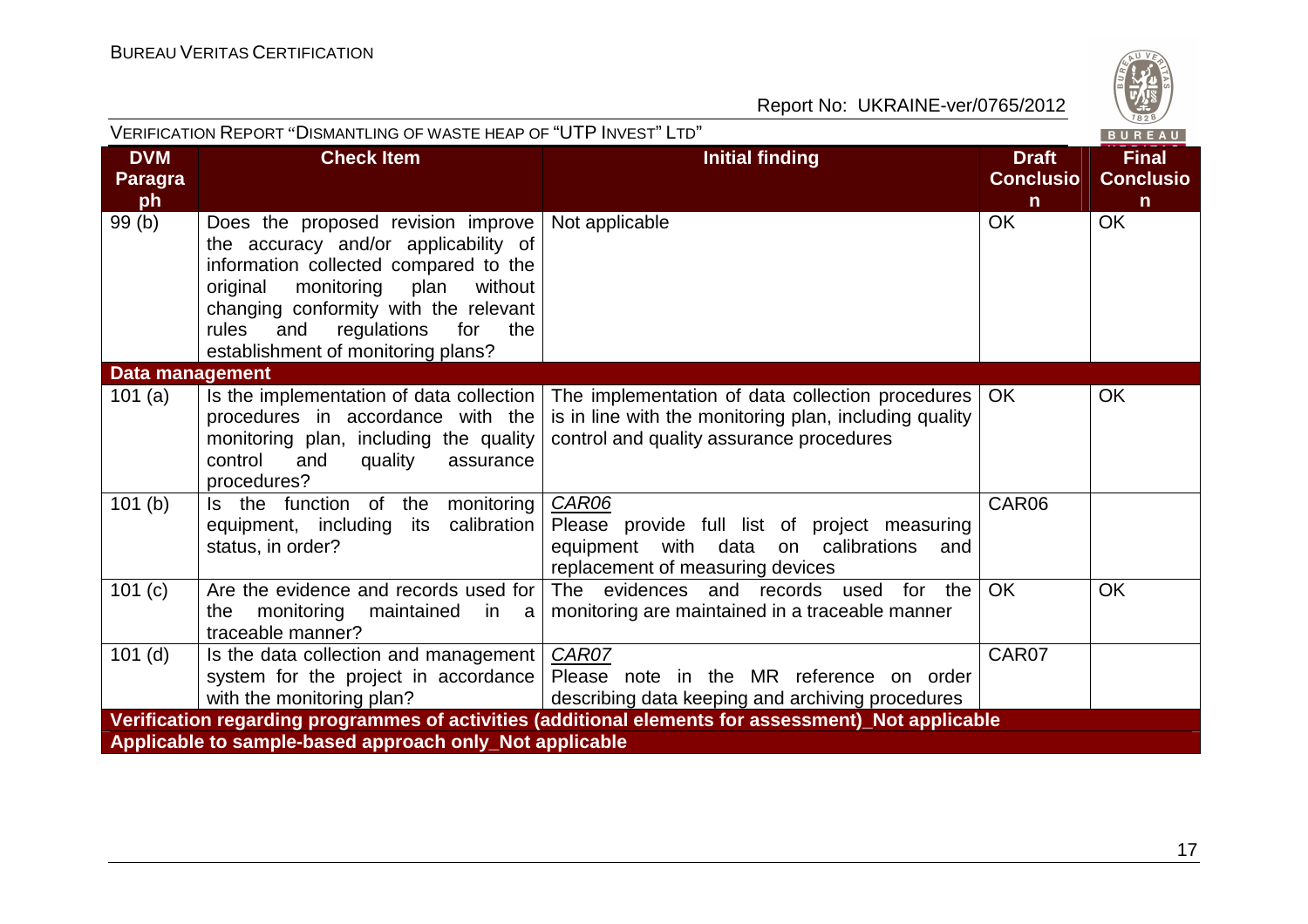| DVM Paragraph | Check Item | Initial finding | Draft Conclusion | Final Conclusion |
|---|---|---|---|---|
| 99 (b) | Does the proposed revision improve the accuracy and/or applicability of information collected compared to the original monitoring plan without changing conformity with the relevant rules and regulations for the establishment of monitoring plans? | Not applicable | OK | OK |
| **Data management** | | | | |
| 101 (a) | Is the implementation of data collection procedures in accordance with the monitoring plan, including the quality control and quality assurance procedures? | The implementation of data collection procedures is in line with the monitoring plan, including quality control and quality assurance procedures | OK | OK |
| 101 (b) | Is the function of the monitoring equipment, including its calibration status, in order? | *CAR06*<br>Please provide full list of project measuring equipment with data on calibrations and replacement of measuring devices | CAR06 | |
| 101 (c) | Are the evidence and records used for the monitoring maintained in a traceable manner? | The evidences and records used for the monitoring are maintained in a traceable manner | OK | OK |
| 101 (d) | Is the data collection and management system for the project in accordance with the monitoring plan? | *CAR07*<br>Please note in the MR reference on order describing data keeping and archiving procedures | CAR07 | |
| **Verification regarding programmes of activities (additional elements for assessment)_Not applicable** | | | | |
| **Applicable to sample-based approach only_Not applicable** | | | | |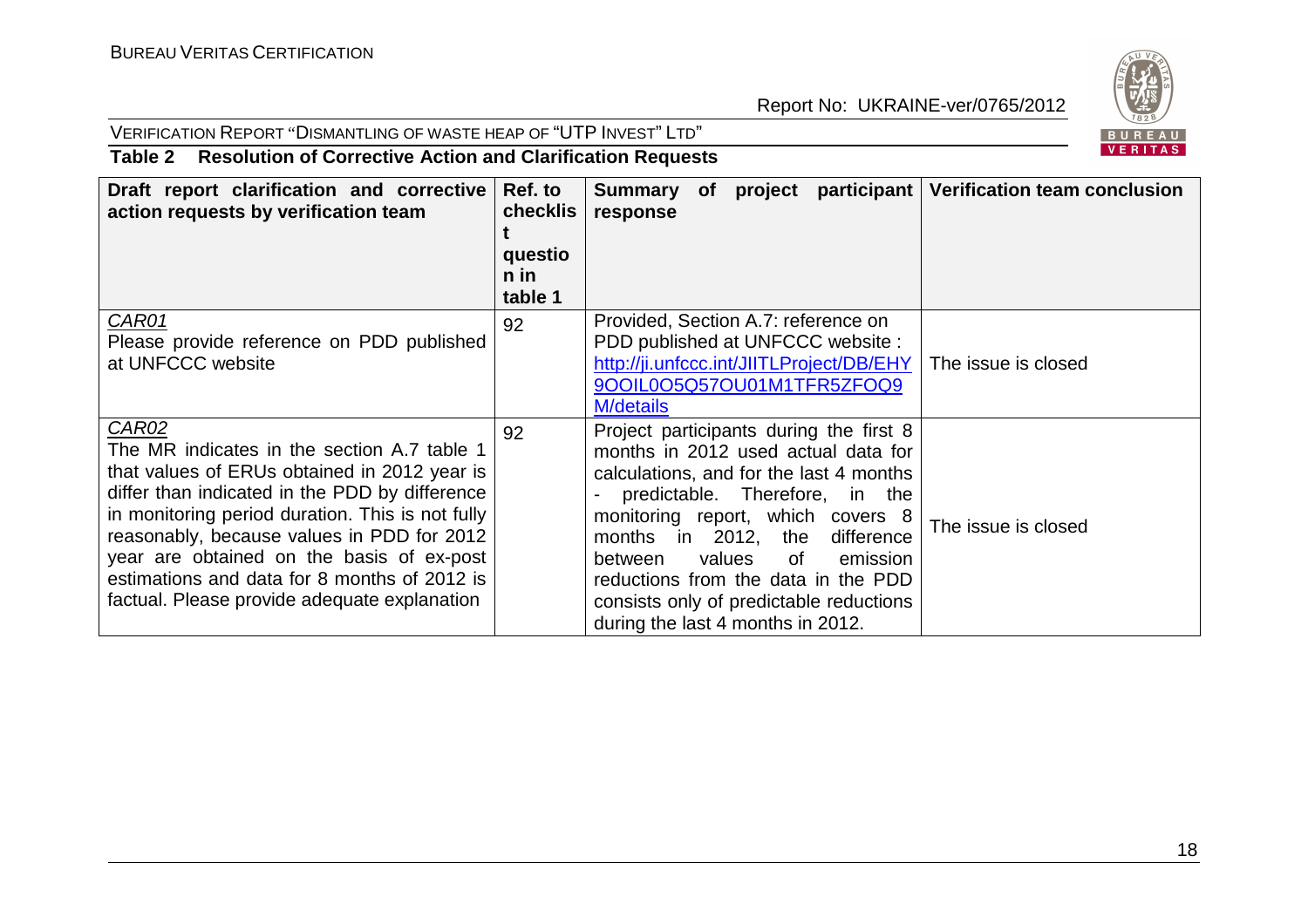**Table 2 Resolution of Corrective Action and Clarification Requests**

| Draft report clarification and corrective action requests by verification team | Ref. to checklist question in table 1 | Summary of project participant response | Verification team conclusion |
|---|---|---|---|
| *CAR01*<br>Please provide reference on PDD published at UNFCCC website | 92 | Provided, Section A.7: reference on PDD published at UNFCCC website : http://ji.unfccc.int/JIITLProject/DB/EHY9OOIL0O5Q57OU01M1TFR5ZFOQ9M/details | The issue is closed |
| *CAR02*<br>The MR indicates in the section A.7 table 1 that values of ERUs obtained in 2012 year is differ than indicated in the PDD by difference in monitoring period duration. This is not fully reasonably, because values in PDD for 2012 year are obtained on the basis of ex-post estimations and data for 8 months of 2012 is factual. Please provide adequate explanation | 92 | Project participants during the first 8 months in 2012 used actual data for calculations, and for the last 4 months - predictable. Therefore, in the monitoring report, which covers 8 months in 2012, the difference between values of emission reductions from the data in the PDD consists only of predictable reductions during the last 4 months in 2012. | The issue is closed |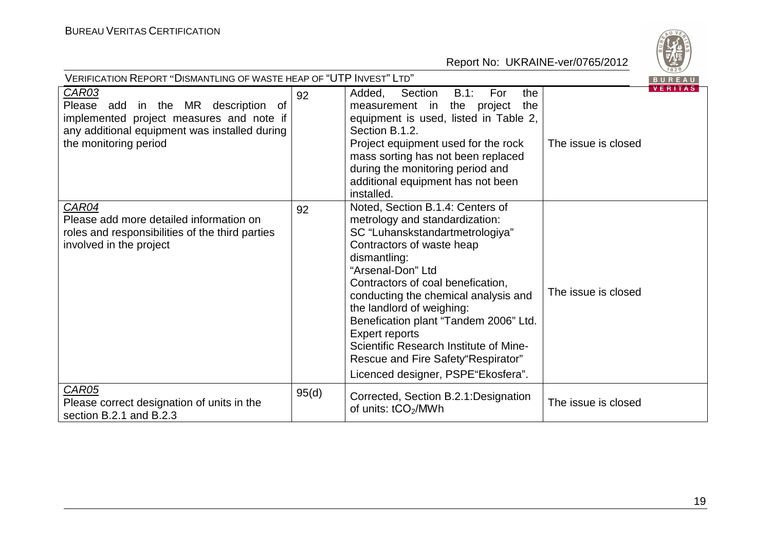| | | | |
|---|---|---|---|
| CAR03<br>Please add in the MR description of implemented project measures and note if any additional equipment was installed during the monitoring period | 92 | Added, Section B.1: For the measurement in the project the equipment is used, listed in Table 2, Section B.1.2.<br>Project equipment used for the rock mass sorting has not been replaced during the monitoring period and additional equipment has not been installed. | The issue is closed |
| CAR04<br>Please add more detailed information on roles and responsibilities of the third parties involved in the project | 92 | Noted, Section B.1.4: Centers of metrology and standardization:<br>SC "Luhanskstandartmetrologiya"<br>Contractors of waste heap dismantling:<br>"Arsenal-Don" Ltd<br>Contractors of coal benefication, conducting the chemical analysis and the landlord of weighing:<br>Benefication plant "Tandem 2006" Ltd.<br>Expert reports<br>Scientific Research Institute of Mine-Rescue and Fire Safety"Respirator"<br>Licenced designer, PSPE"Ekosfera". | The issue is closed |
| CAR05<br>Please correct designation of units in the section B.2.1 and B.2.3 | 95(d) | Corrected, Section B.2.1:Designation of units: $tCO_2$/MWh | The issue is closed |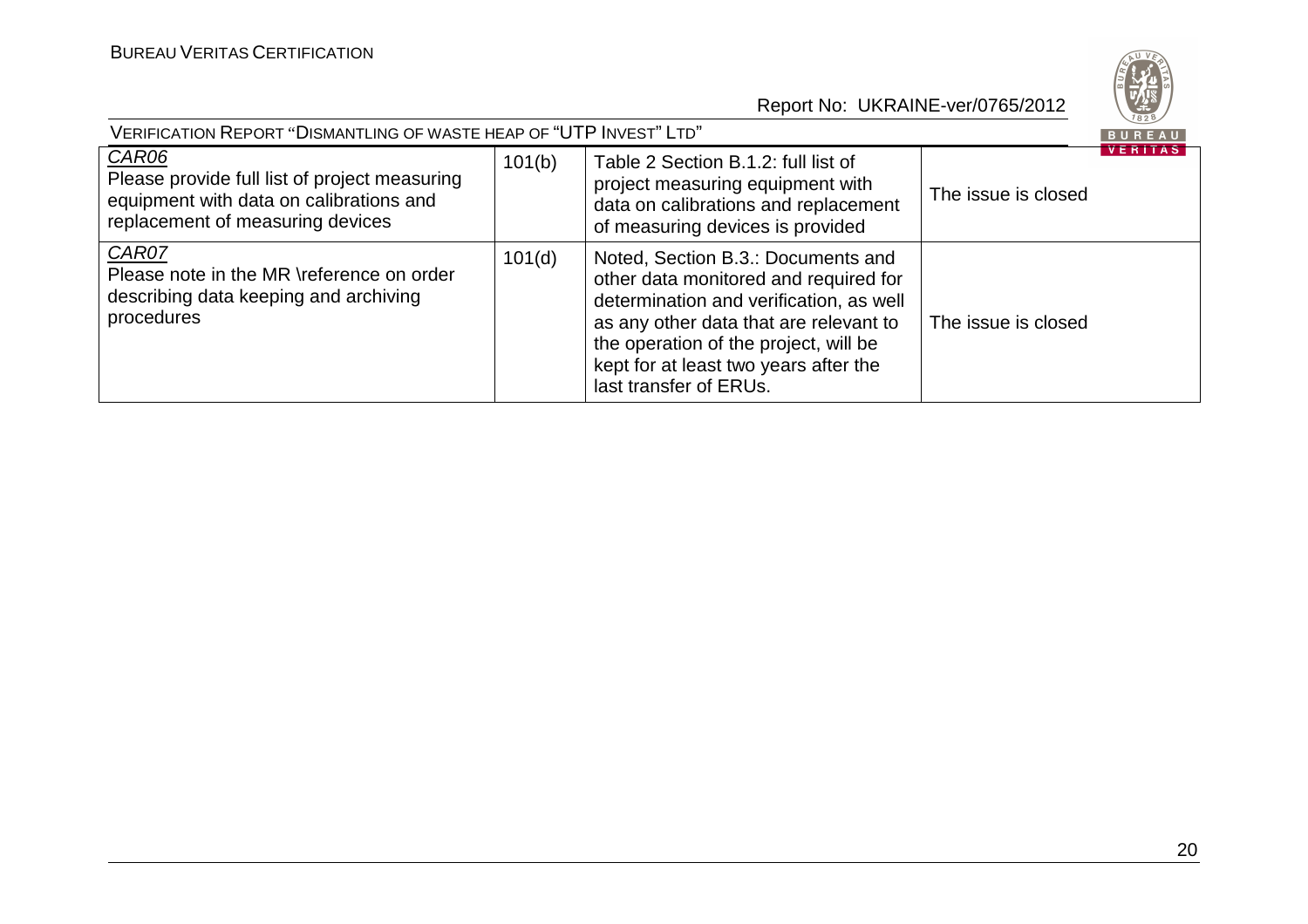| | | | |
|---|---|---|---|
| *CAR06* Please provide full list of project measuring equipment with data on calibrations and replacement of measuring devices | 101(b) | Table 2 Section B.1.2: full list of project measuring equipment with data on calibrations and replacement of measuring devices is provided | The issue is closed |
| *CAR07* Please note in the MR \reference on order describing data keeping and archiving procedures | 101(d) | Noted, Section B.3.: Documents and other data monitored and required for determination and verification, as well as any other data that are relevant to the operation of the project, will be kept for at least two years after the last transfer of ERUs. | The issue is closed |